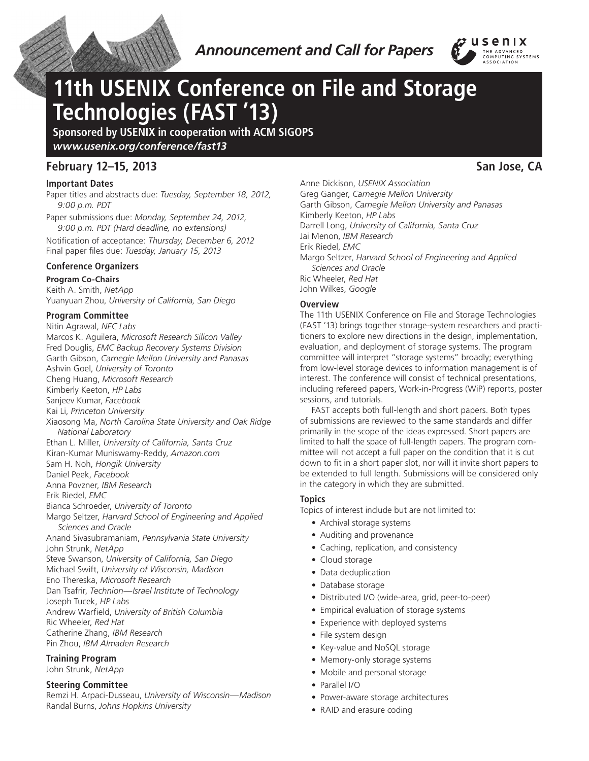*Announcement and Call for Papers*

# 11th USENIX Conference on File and Storage Technologies (FAST '13)

**Sponsored by USENIX in cooperation with ACM SIGOPS**

***www.usenix.org/conference/fast13***

**February 12–15, 2013** **San Jose, CA**

### Important Dates

Paper titles and abstracts due: *Tuesday, September 18, 2012, 9:00 p.m. PDT*

Paper submissions due: *Monday, September 24, 2012, 9:00 p.m. PDT (Hard deadline, no extensions)*

Notification of acceptance: *Thursday, December 6, 2012*

Final paper files due: *Tuesday, January 15, 2013*

### Conference Organizers

**Program Co-Chairs**

Keith A. Smith, *NetApp*
Yuanyuan Zhou, *University of California, San Diego*

### Program Committee

Nitin Agrawal, *NEC Labs*
Marcos K. Aguilera, *Microsoft Research Silicon Valley*
Fred Douglis, *EMC Backup Recovery Systems Division*
Garth Gibson, *Carnegie Mellon University and Panasas*
Ashvin Goel, *University of Toronto*
Cheng Huang, *Microsoft Research*
Kimberly Keeton, *HP Labs*
Sanjeev Kumar, *Facebook*
Kai Li, *Princeton University*
Xiaosong Ma, *North Carolina State University and Oak Ridge National Laboratory*
Ethan L. Miller, *University of California, Santa Cruz*
Kiran-Kumar Muniswamy-Reddy, *Amazon.com*
Sam H. Noh, *Hongik University*
Daniel Peek, *Facebook*
Anna Povzner, *IBM Research*
Erik Riedel, *EMC*
Bianca Schroeder, *University of Toronto*
Margo Seltzer, *Harvard School of Engineering and Applied Sciences and Oracle*
Anand Sivasubramaniam, *Pennsylvania State University*
John Strunk, *NetApp*
Steve Swanson, *University of California, San Diego*
Michael Swift, *University of Wisconsin, Madison*
Eno Thereska, *Microsoft Research*
Dan Tsafrir, *Technion—Israel Institute of Technology*
Joseph Tucek, *HP Labs*
Andrew Warfield, *University of British Columbia*
Ric Wheeler, *Red Hat*
Catherine Zhang, *IBM Research*
Pin Zhou, *IBM Almaden Research*

### Training Program

John Strunk, *NetApp*

### Steering Committee

Remzi H. Arpaci-Dusseau, *University of Wisconsin—Madison*
Randal Burns, *Johns Hopkins University*
Anne Dickison, *USENIX Association*
Greg Ganger, *Carnegie Mellon University*
Garth Gibson, *Carnegie Mellon University and Panasas*
Kimberly Keeton, *HP Labs*
Darrell Long, *University of California, Santa Cruz*
Jai Menon, *IBM Research*
Erik Riedel, *EMC*
Margo Seltzer, *Harvard School of Engineering and Applied Sciences and Oracle*
Ric Wheeler, *Red Hat*
John Wilkes, *Google*

### Overview

The 11th USENIX Conference on File and Storage Technologies (FAST '13) brings together storage-system researchers and practitioners to explore new directions in the design, implementation, evaluation, and deployment of storage systems. The program committee will interpret "storage systems" broadly; everything from low-level storage devices to information management is of interest. The conference will consist of technical presentations, including refereed papers, Work-in-Progress (WiP) reports, poster sessions, and tutorials.

FAST accepts both full-length and short papers. Both types of submissions are reviewed to the same standards and differ primarily in the scope of the ideas expressed. Short papers are limited to half the space of full-length papers. The program committee will not accept a full paper on the condition that it is cut down to fit in a short paper slot, nor will it invite short papers to be extended to full length. Submissions will be considered only in the category in which they are submitted.

### Topics

Topics of interest include but are not limited to:

- Archival storage systems
- Auditing and provenance
- Caching, replication, and consistency
- Cloud storage
- Data deduplication
- Database storage
- Distributed I/O (wide-area, grid, peer-to-peer)
- Empirical evaluation of storage systems
- Experience with deployed systems
- File system design
- Key-value and NoSQL storage
- Memory-only storage systems
- Mobile and personal storage
- Parallel I/O
- Power-aware storage architectures
- RAID and erasure coding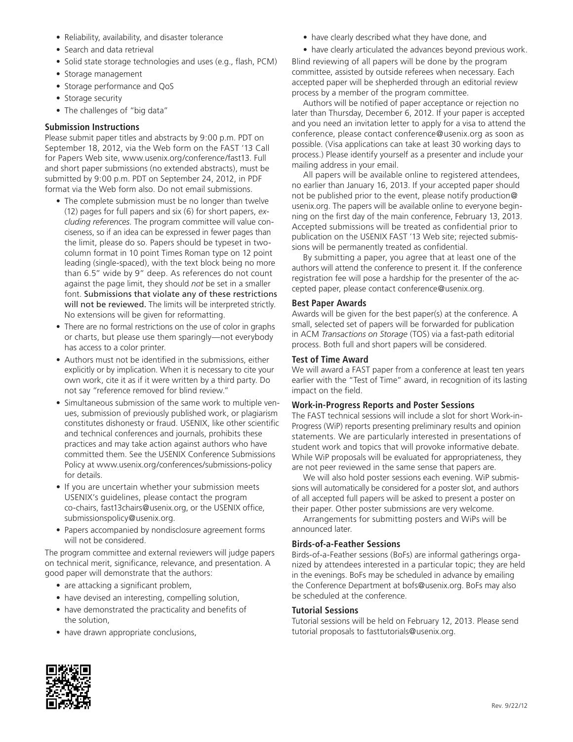- Reliability, availability, and disaster tolerance
- Search and data retrieval
- Solid state storage technologies and uses (e.g., flash, PCM)
- Storage management
- Storage performance and QoS
- Storage security
- The challenges of "big data"

### Submission Instructions

Please submit paper titles and abstracts by 9:00 p.m. PDT on September 18, 2012, via the Web form on the FAST '13 Call for Papers Web site, www.usenix.org/conference/fast13. Full and short paper submissions (no extended abstracts), must be submitted by 9:00 p.m. PDT on September 24, 2012, in PDF format via the Web form also. Do not email submissions.

- The complete submission must be no longer than twelve (12) pages for full papers and six (6) for short papers, *excluding references*. The program committee will value conciseness, so if an idea can be expressed in fewer pages than the limit, please do so. Papers should be typeset in two-column format in 10 point Times Roman type on 12 point leading (single-spaced), with the text block being no more than 6.5" wide by 9" deep. As references do not count against the page limit, they should *not* be set in a smaller font. Submissions that violate any of these restrictions will not be reviewed. The limits will be interpreted strictly. No extensions will be given for reformatting.
- There are no formal restrictions on the use of color in graphs or charts, but please use them sparingly—not everybody has access to a color printer.
- Authors must not be identified in the submissions, either explicitly or by implication. When it is necessary to cite your own work, cite it as if it were written by a third party. Do not say "reference removed for blind review."
- Simultaneous submission of the same work to multiple venues, submission of previously published work, or plagiarism constitutes dishonesty or fraud. USENIX, like other scientific and technical conferences and journals, prohibits these practices and may take action against authors who have committed them. See the USENIX Conference Submissions Policy at www.usenix.org/conferences/submissions-policy for details.
- If you are uncertain whether your submission meets USENIX's guidelines, please contact the program co-chairs, fast13chairs@usenix.org, or the USENIX office, submissionspolicy@usenix.org.
- Papers accompanied by nondisclosure agreement forms will not be considered.

The program committee and external reviewers will judge papers on technical merit, significance, relevance, and presentation. A good paper will demonstrate that the authors:

- are attacking a significant problem,
- have devised an interesting, compelling solution,
- have demonstrated the practicality and benefits of the solution,
- have drawn appropriate conclusions,
- have clearly described what they have done, and
- have clearly articulated the advances beyond previous work.

Blind reviewing of all papers will be done by the program committee, assisted by outside referees when necessary. Each accepted paper will be shepherded through an editorial review process by a member of the program committee.

Authors will be notified of paper acceptance or rejection no later than Thursday, December 6, 2012. If your paper is accepted and you need an invitation letter to apply for a visa to attend the conference, please contact conference@usenix.org as soon as possible. (Visa applications can take at least 30 working days to process.) Please identify yourself as a presenter and include your mailing address in your email.

All papers will be available online to registered attendees, no earlier than January 16, 2013. If your accepted paper should not be published prior to the event, please notify production@usenix.org. The papers will be available online to everyone beginning on the first day of the main conference, February 13, 2013. Accepted submissions will be treated as confidential prior to publication on the USENIX FAST '13 Web site; rejected submissions will be permanently treated as confidential.

By submitting a paper, you agree that at least one of the authors will attend the conference to present it. If the conference registration fee will pose a hardship for the presenter of the accepted paper, please contact conference@usenix.org.

### Best Paper Awards

Awards will be given for the best paper(s) at the conference. A small, selected set of papers will be forwarded for publication in ACM *Transactions on Storage* (TOS) via a fast-path editorial process. Both full and short papers will be considered.

### Test of Time Award

We will award a FAST paper from a conference at least ten years earlier with the "Test of Time" award, in recognition of its lasting impact on the field.

### Work-in-Progress Reports and Poster Sessions

The FAST technical sessions will include a slot for short Work-in-Progress (WiP) reports presenting preliminary results and opinion statements. We are particularly interested in presentations of student work and topics that will provoke informative debate. While WiP proposals will be evaluated for appropriateness, they are not peer reviewed in the same sense that papers are.

We will also hold poster sessions each evening. WiP submissions will automatically be considered for a poster slot, and authors of all accepted full papers will be asked to present a poster on their paper. Other poster submissions are very welcome.

Arrangements for submitting posters and WiPs will be announced later.

### Birds-of-a-Feather Sessions

Birds-of-a-Feather sessions (BoFs) are informal gatherings organized by attendees interested in a particular topic; they are held in the evenings. BoFs may be scheduled in advance by emailing the Conference Department at bofs@usenix.org. BoFs may also be scheduled at the conference.

### Tutorial Sessions

Tutorial sessions will be held on February 12, 2013. Please send tutorial proposals to fasttutorials@usenix.org.

Rev. 9/22/12